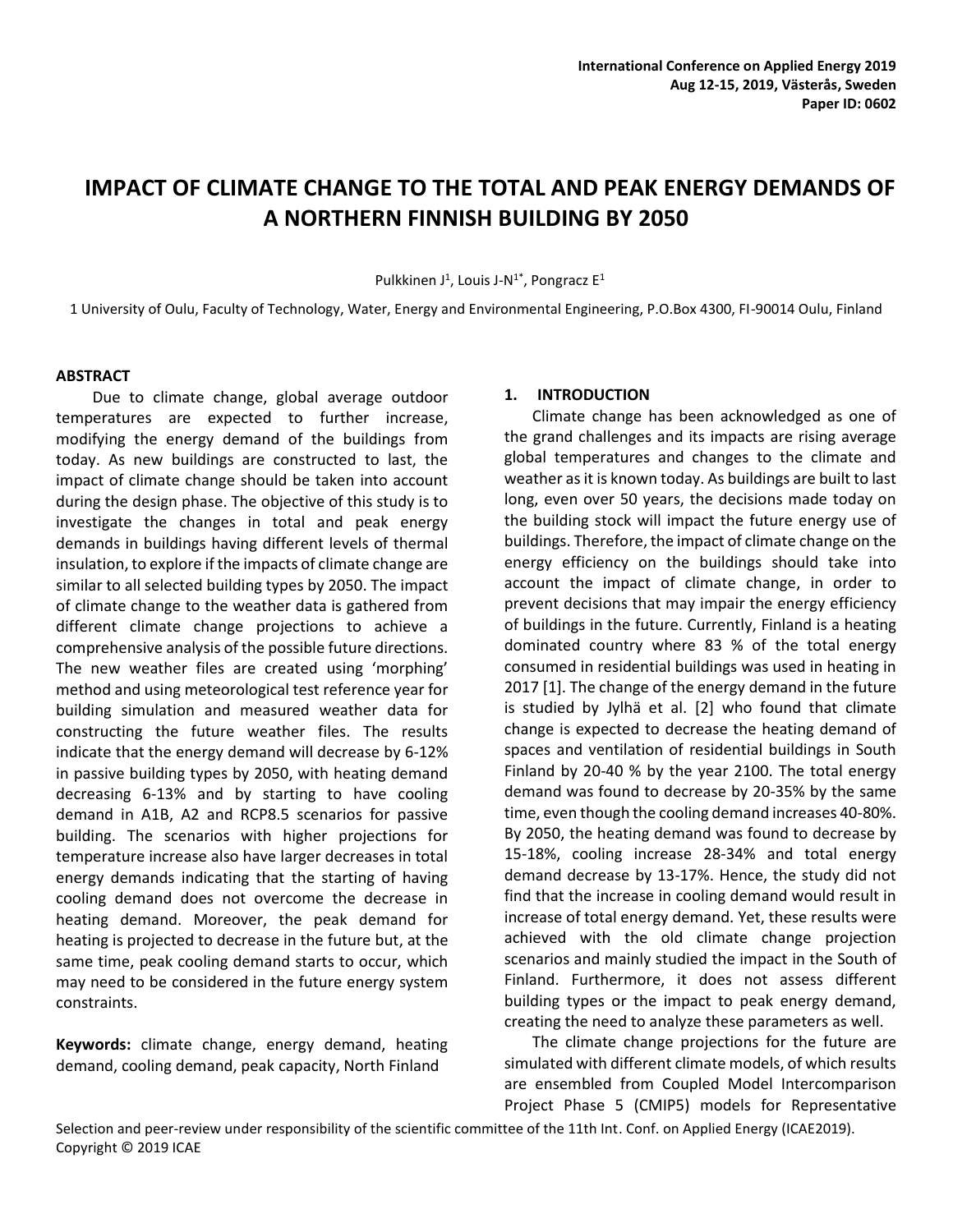# IMPACT OF CLIMATE CHANGE TO THE TOTAL AND PEAK ENERGY DEMANDS OF A NORTHERN FINNISH BUILDING BY 2050

Pulkkinen J[1], Louis J-N[1*], Pongracz E[1]

1 University of Oulu, Faculty of Technology, Water, Energy and Environmental Engineering, P.O.Box 4300, FI-90014 Oulu, Finland

## ABSTRACT

Due to climate change, global average outdoor temperatures are expected to further increase, modifying the energy demand of the buildings from today. As new buildings are constructed to last, the impact of climate change should be taken into account during the design phase. The objective of this study is to investigate the changes in total and peak energy demands in buildings having different levels of thermal insulation, to explore if the impacts of climate change are similar to all selected building types by 2050. The impact of climate change to the weather data is gathered from different climate change projections to achieve a comprehensive analysis of the possible future directions. The new weather files are created using 'morphing' method and using meteorological test reference year for building simulation and measured weather data for constructing the future weather files. The results indicate that the energy demand will decrease by 6-12% in passive building types by 2050, with heating demand decreasing 6-13% and by starting to have cooling demand in A1B, A2 and RCP8.5 scenarios for passive building. The scenarios with higher projections for temperature increase also have larger decreases in total energy demands indicating that the starting of having cooling demand does not overcome the decrease in heating demand. Moreover, the peak demand for heating is projected to decrease in the future but, at the same time, peak cooling demand starts to occur, which may need to be considered in the future energy system constraints.

**Keywords:** climate change, energy demand, heating demand, cooling demand, peak capacity, North Finland

## 1. INTRODUCTION

Climate change has been acknowledged as one of the grand challenges and its impacts are rising average global temperatures and changes to the climate and weather as it is known today. As buildings are built to last long, even over 50 years, the decisions made today on the building stock will impact the future energy use of buildings. Therefore, the impact of climate change on the energy efficiency on the buildings should take into account the impact of climate change, in order to prevent decisions that may impair the energy efficiency of buildings in the future. Currently, Finland is a heating dominated country where 83 % of the total energy consumed in residential buildings was used in heating in 2017 [1]. The change of the energy demand in the future is studied by Jylhä et al. [2] who found that climate change is expected to decrease the heating demand of spaces and ventilation of residential buildings in South Finland by 20-40 % by the year 2100. The total energy demand was found to decrease by 20-35% by the same time, even though the cooling demand increases 40-80%. By 2050, the heating demand was found to decrease by 15-18%, cooling increase 28-34% and total energy demand decrease by 13-17%. Hence, the study did not find that the increase in cooling demand would result in increase of total energy demand. Yet, these results were achieved with the old climate change projection scenarios and mainly studied the impact in the South of Finland. Furthermore, it does not assess different building types or the impact to peak energy demand, creating the need to analyze these parameters as well.

The climate change projections for the future are simulated with different climate models, of which results are ensembled from Coupled Model Intercomparison Project Phase 5 (CMIP5) models for Representative

Selection and peer-review under responsibility of the scientific committee of the 11th Int. Conf. on Applied Energy (ICAE2019).
Copyright © 2019 ICAE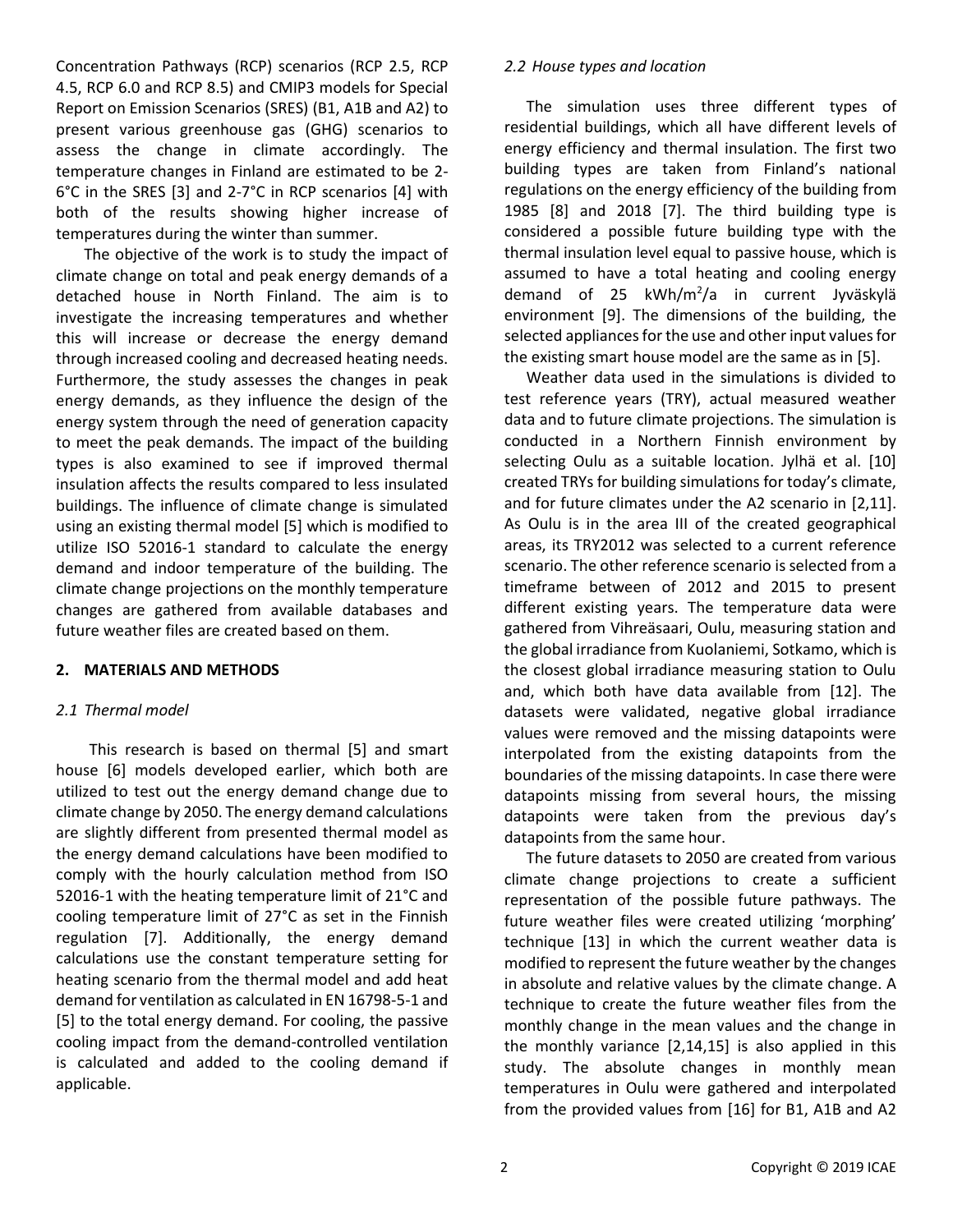Concentration Pathways (RCP) scenarios (RCP 2.5, RCP 4.5, RCP 6.0 and RCP 8.5) and CMIP3 models for Special Report on Emission Scenarios (SRES) (B1, A1B and A2) to present various greenhouse gas (GHG) scenarios to assess the change in climate accordingly. The temperature changes in Finland are estimated to be 2-6°C in the SRES [3] and 2-7°C in RCP scenarios [4] with both of the results showing higher increase of temperatures during the winter than summer.

The objective of the work is to study the impact of climate change on total and peak energy demands of a detached house in North Finland. The aim is to investigate the increasing temperatures and whether this will increase or decrease the energy demand through increased cooling and decreased heating needs. Furthermore, the study assesses the changes in peak energy demands, as they influence the design of the energy system through the need of generation capacity to meet the peak demands. The impact of the building types is also examined to see if improved thermal insulation affects the results compared to less insulated buildings. The influence of climate change is simulated using an existing thermal model [5] which is modified to utilize ISO 52016-1 standard to calculate the energy demand and indoor temperature of the building. The climate change projections on the monthly temperature changes are gathered from available databases and future weather files are created based on them.

## 2. MATERIALS AND METHODS

### *2.1 Thermal model*

This research is based on thermal [5] and smart house [6] models developed earlier, which both are utilized to test out the energy demand change due to climate change by 2050. The energy demand calculations are slightly different from presented thermal model as the energy demand calculations have been modified to comply with the hourly calculation method from ISO 52016-1 with the heating temperature limit of 21°C and cooling temperature limit of 27°C as set in the Finnish regulation [7]. Additionally, the energy demand calculations use the constant temperature setting for heating scenario from the thermal model and add heat demand for ventilation as calculated in EN 16798-5-1 and [5] to the total energy demand. For cooling, the passive cooling impact from the demand-controlled ventilation is calculated and added to the cooling demand if applicable.

### *2.2 House types and location*

The simulation uses three different types of residential buildings, which all have different levels of energy efficiency and thermal insulation. The first two building types are taken from Finland's national regulations on the energy efficiency of the building from 1985 [8] and 2018 [7]. The third building type is considered a possible future building type with the thermal insulation level equal to passive house, which is assumed to have a total heating and cooling energy demand of 25 kWh/m$^2$/a in current Jyväskylä environment [9]. The dimensions of the building, the selected appliances for the use and other input values for the existing smart house model are the same as in [5].

Weather data used in the simulations is divided to test reference years (TRY), actual measured weather data and to future climate projections. The simulation is conducted in a Northern Finnish environment by selecting Oulu as a suitable location. Jylhä et al. [10] created TRYs for building simulations for today's climate, and for future climates under the A2 scenario in [2,11]. As Oulu is in the area III of the created geographical areas, its TRY2012 was selected to a current reference scenario. The other reference scenario is selected from a timeframe between of 2012 and 2015 to present different existing years. The temperature data were gathered from Vihreäsaari, Oulu, measuring station and the global irradiance from Kuolaniemi, Sotkamo, which is the closest global irradiance measuring station to Oulu and, which both have data available from [12]. The datasets were validated, negative global irradiance values were removed and the missing datapoints were interpolated from the existing datapoints from the boundaries of the missing datapoints. In case there were datapoints missing from several hours, the missing datapoints were taken from the previous day's datapoints from the same hour.

The future datasets to 2050 are created from various climate change projections to create a sufficient representation of the possible future pathways. The future weather files were created utilizing 'morphing' technique [13] in which the current weather data is modified to represent the future weather by the changes in absolute and relative values by the climate change. A technique to create the future weather files from the monthly change in the mean values and the change in the monthly variance [2,14,15] is also applied in this study. The absolute changes in monthly mean temperatures in Oulu were gathered and interpolated from the provided values from [16] for B1, A1B and A2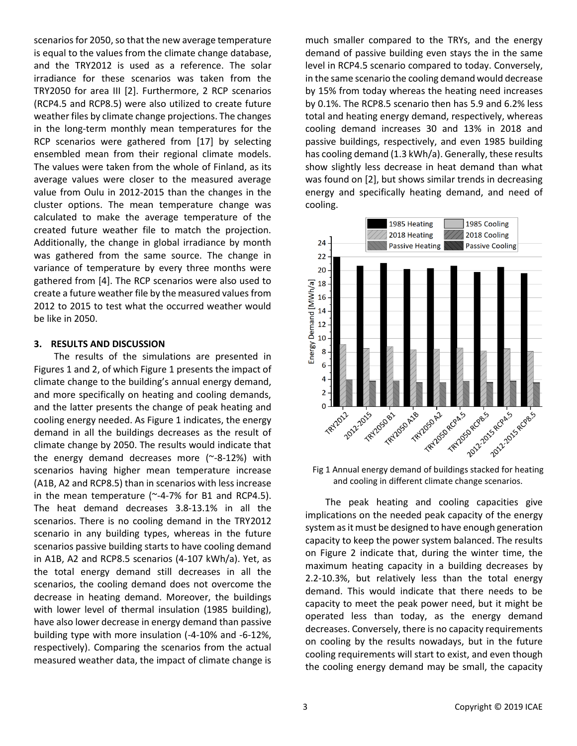scenarios for 2050, so that the new average temperature is equal to the values from the climate change database, and the TRY2012 is used as a reference. The solar irradiance for these scenarios was taken from the TRY2050 for area III [2]. Furthermore, 2 RCP scenarios (RCP4.5 and RCP8.5) were also utilized to create future weather files by climate change projections. The changes in the long-term monthly mean temperatures for the RCP scenarios were gathered from [17] by selecting ensembled mean from their regional climate models. The values were taken from the whole of Finland, as its average values were closer to the measured average value from Oulu in 2012-2015 than the changes in the cluster options. The mean temperature change was calculated to make the average temperature of the created future weather file to match the projection. Additionally, the change in global irradiance by month was gathered from the same source. The change in variance of temperature by every three months were gathered from [4]. The RCP scenarios were also used to create a future weather file by the measured values from 2012 to 2015 to test what the occurred weather would be like in 2050.

## 3. RESULTS AND DISCUSSION

The results of the simulations are presented in Figures 1 and 2, of which Figure 1 presents the impact of climate change to the building's annual energy demand, and more specifically on heating and cooling demands, and the latter presents the change of peak heating and cooling energy needed. As Figure 1 indicates, the energy demand in all the buildings decreases as the result of climate change by 2050. The results would indicate that the energy demand decreases more (~-8-12%) with scenarios having higher mean temperature increase (A1B, A2 and RCP8.5) than in scenarios with less increase in the mean temperature (~-4-7% for B1 and RCP4.5). The heat demand decreases 3.8-13.1% in all the scenarios. There is no cooling demand in the TRY2012 scenario in any building types, whereas in the future scenarios passive building starts to have cooling demand in A1B, A2 and RCP8.5 scenarios (4-107 kWh/a). Yet, as the total energy demand still decreases in all the scenarios, the cooling demand does not overcome the decrease in heating demand. Moreover, the buildings with lower level of thermal insulation (1985 building), have also lower decrease in energy demand than passive building type with more insulation (-4-10% and -6-12%, respectively). Comparing the scenarios from the actual measured weather data, the impact of climate change is much smaller compared to the TRYs, and the energy demand of passive building even stays the in the same level in RCP4.5 scenario compared to today. Conversely, in the same scenario the cooling demand would decrease by 15% from today whereas the heating need increases by 0.1%. The RCP8.5 scenario then has 5.9 and 6.2% less total and heating energy demand, respectively, whereas cooling demand increases 30 and 13% in 2018 and passive buildings, respectively, and even 1985 building has cooling demand (1.3 kWh/a). Generally, these results show slightly less decrease in heat demand than what was found on [2], but shows similar trends in decreasing energy and specifically heating demand, and need of cooling.

Fig 1 Annual energy demand of buildings stacked for heating and cooling in different climate change scenarios.

The peak heating and cooling capacities give implications on the needed peak capacity of the energy system as it must be designed to have enough generation capacity to keep the power system balanced. The results on Figure 2 indicate that, during the winter time, the maximum heating capacity in a building decreases by 2.2-10.3%, but relatively less than the total energy demand. This would indicate that there needs to be capacity to meet the peak power need, but it might be operated less than today, as the energy demand decreases. Conversely, there is no capacity requirements on cooling by the results nowadays, but in the future cooling requirements will start to exist, and even though the cooling energy demand may be small, the capacity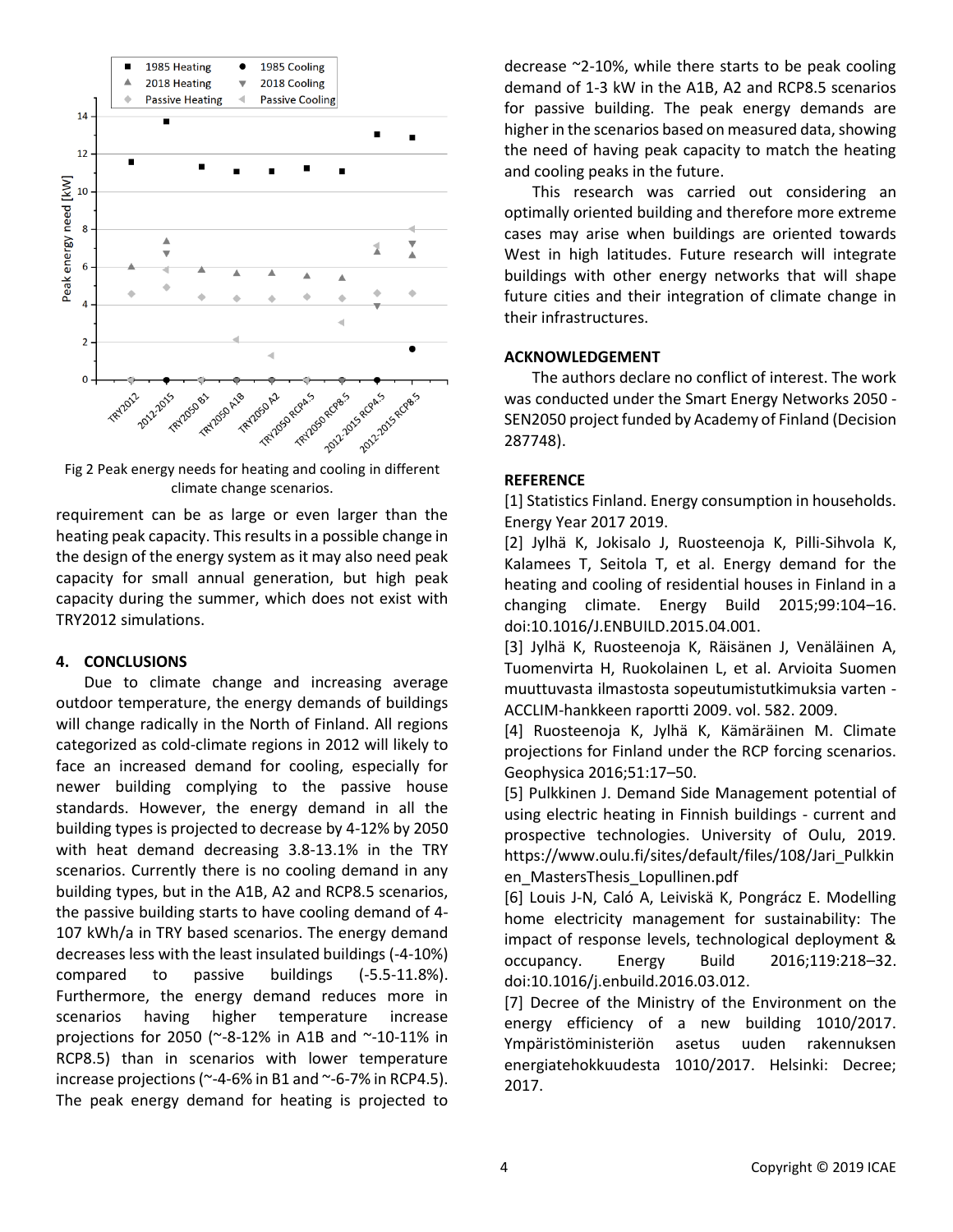Fig 2 Peak energy needs for heating and cooling in different climate change scenarios.

requirement can be as large or even larger than the heating peak capacity. This results in a possible change in the design of the energy system as it may also need peak capacity for small annual generation, but high peak capacity during the summer, which does not exist with TRY2012 simulations.

## 4. CONCLUSIONS

Due to climate change and increasing average outdoor temperature, the energy demands of buildings will change radically in the North of Finland. All regions categorized as cold-climate regions in 2012 will likely to face an increased demand for cooling, especially for newer building complying to the passive house standards. However, the energy demand in all the building types is projected to decrease by 4-12% by 2050 with heat demand decreasing 3.8-13.1% in the TRY scenarios. Currently there is no cooling demand in any building types, but in the A1B, A2 and RCP8.5 scenarios, the passive building starts to have cooling demand of 4-107 kWh/a in TRY based scenarios. The energy demand decreases less with the least insulated buildings (-4-10%) compared to passive buildings (-5.5-11.8%). Furthermore, the energy demand reduces more in scenarios having higher temperature increase projections for 2050 (~-8-12% in A1B and ~-10-11% in RCP8.5) than in scenarios with lower temperature increase projections (~-4-6% in B1 and ~-6-7% in RCP4.5). The peak energy demand for heating is projected to decrease ~2-10%, while there starts to be peak cooling demand of 1-3 kW in the A1B, A2 and RCP8.5 scenarios for passive building. The peak energy demands are higher in the scenarios based on measured data, showing the need of having peak capacity to match the heating and cooling peaks in the future.

This research was carried out considering an optimally oriented building and therefore more extreme cases may arise when buildings are oriented towards West in high latitudes. Future research will integrate buildings with other energy networks that will shape future cities and their integration of climate change in their infrastructures.

## ACKNOWLEDGEMENT

The authors declare no conflict of interest. The work was conducted under the Smart Energy Networks 2050 - SEN2050 project funded by Academy of Finland (Decision 287748).

## REFERENCE

[1] Statistics Finland. Energy consumption in households. Energy Year 2017 2019.

[2] Jylhä K, Jokisalo J, Ruosteenoja K, Pilli-Sihvola K, Kalamees T, Seitola T, et al. Energy demand for the heating and cooling of residential houses in Finland in a changing climate. Energy Build 2015;99:104–16. doi:10.1016/J.ENBUILD.2015.04.001.

[3] Jylhä K, Ruosteenoja K, Räisänen J, Venäläinen A, Tuomenvirta H, Ruokolainen L, et al. Arvioita Suomen muuttuvasta ilmastosta sopeutumistutkimuksia varten - ACCLIM-hankkeen raportti 2009. vol. 582. 2009.

[4] Ruosteenoja K, Jylhä K, Kämäräinen M. Climate projections for Finland under the RCP forcing scenarios. Geophysica 2016;51:17–50.

[5] Pulkkinen J. Demand Side Management potential of using electric heating in Finnish buildings - current and prospective technologies. University of Oulu, 2019. https://www.oulu.fi/sites/default/files/108/Jari_Pulkkinen_MastersThesis_Lopullinen.pdf

[6] Louis J-N, Caló A, Leiviskä K, Pongrácz E. Modelling home electricity management for sustainability: The impact of response levels, technological deployment & occupancy. Energy Build 2016;119:218–32. doi:10.1016/j.enbuild.2016.03.012.

[7] Decree of the Ministry of the Environment on the energy efficiency of a new building 1010/2017. Ympäristöministeriön asetus uuden rakennuksen energiatehokkuudesta 1010/2017. Helsinki: Decree; 2017.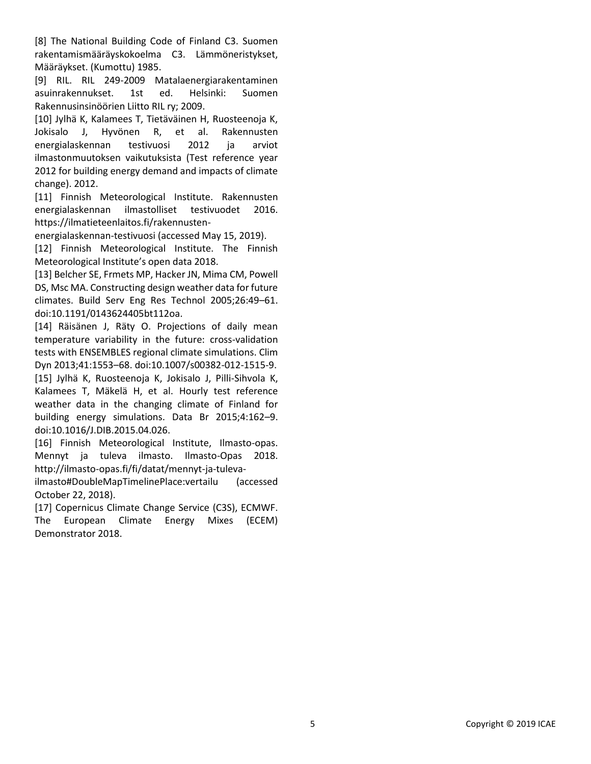[8] The National Building Code of Finland C3. Suomen rakentamismääräyskokoelma C3. Lämmöneristykset, Määräykset. (Kumottu) 1985.

[9] RIL. RIL 249-2009 Matalaenergiarakentaminen asuinrakennukset. 1st ed. Helsinki: Suomen Rakennusinsinöörien Liitto RIL ry; 2009.

[10] Jylhä K, Kalamees T, Tietäväinen H, Ruosteenoja K, Jokisalo J, Hyvönen R, et al. Rakennusten energialaskennan testivuosi 2012 ja arviot ilmastonmuutoksen vaikutuksista (Test reference year 2012 for building energy demand and impacts of climate change). 2012.

[11] Finnish Meteorological Institute. Rakennusten energialaskennan ilmastolliset testivuodet 2016. https://ilmatieteenlaitos.fi/rakennusten-energialaskennan-testivuosi (accessed May 15, 2019).

[12] Finnish Meteorological Institute. The Finnish Meteorological Institute's open data 2018.

[13] Belcher SE, Frmets MP, Hacker JN, Mima CM, Powell DS, Msc MA. Constructing design weather data for future climates. Build Serv Eng Res Technol 2005;26:49–61. doi:10.1191/0143624405bt112oa.

[14] Räisänen J, Räty O. Projections of daily mean temperature variability in the future: cross-validation tests with ENSEMBLES regional climate simulations. Clim Dyn 2013;41:1553–68. doi:10.1007/s00382-012-1515-9.

[15] Jylhä K, Ruosteenoja K, Jokisalo J, Pilli-Sihvola K, Kalamees T, Mäkelä H, et al. Hourly test reference weather data in the changing climate of Finland for building energy simulations. Data Br 2015;4:162–9. doi:10.1016/J.DIB.2015.04.026.

[16] Finnish Meteorological Institute, Ilmasto-opas. Mennyt ja tuleva ilmasto. Ilmasto-Opas 2018. http://ilmasto-opas.fi/fi/datat/mennyt-ja-tuleva-ilmasto#DoubleMapTimelinePlace:vertailu (accessed October 22, 2018).

[17] Copernicus Climate Change Service (C3S), ECMWF. The European Climate Energy Mixes (ECEM) Demonstrator 2018.